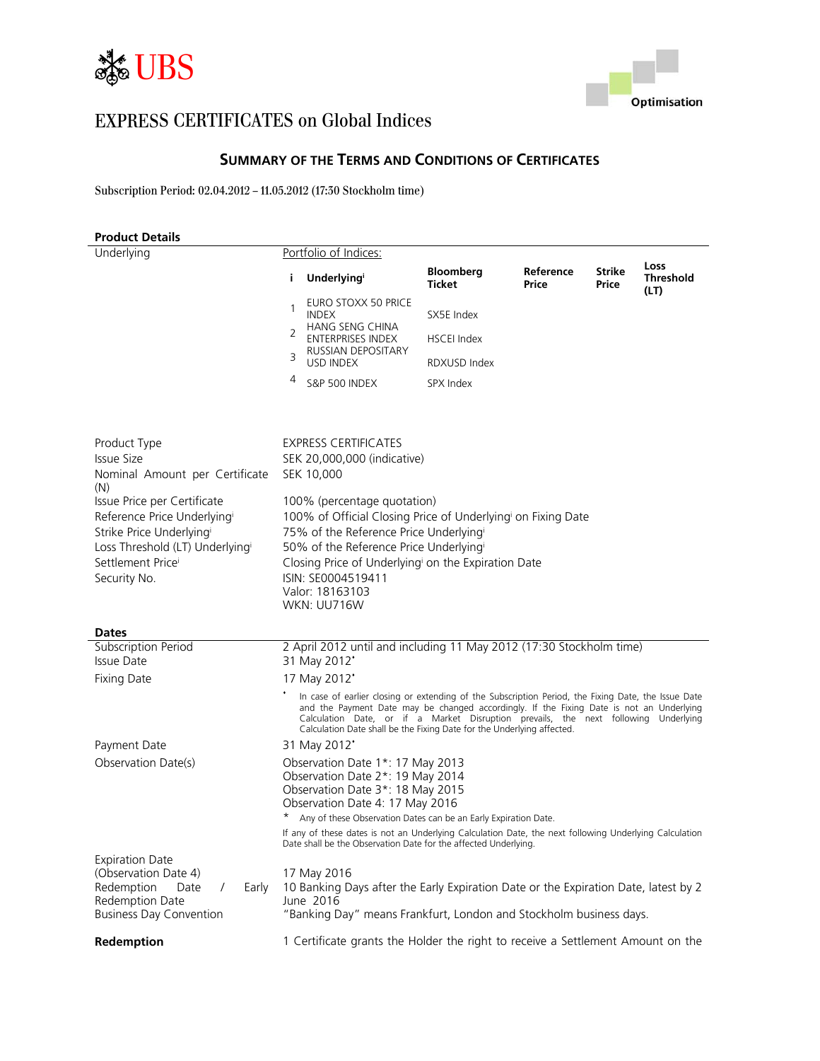UBS

Optimisation

# EXPRESS CERTIFICATES on Global Indices

## SUMMARY OF THE TERMS AND CONDITIONS OF CERTIFICATES

Subscription Period: 02.04.2012 – 11.05.2012 (17:30 Stockholm time)

### Product Details

Underlying: Portfolio of Indices:

| i | Underlying[i] | Bloomberg Ticket | Reference Price | Strike Price | Loss Threshold (LT) |
|---|---|---|---|---|---|
| 1 | EURO STOXX 50 PRICE INDEX | SX5E Index | | | |
| 2 | HANG SENG CHINA ENTERPRISES INDEX | HSCEI Index | | | |
| 3 | RUSSIAN DEPOSITARY USD INDEX | RDXUSD Index | | | |
| 4 | S&P 500 INDEX | SPX Index | | | |

| | |
|---|---|
| Product Type | EXPRESS CERTIFICATES |
| Issue Size | SEK 20,000,000 (indicative) |
| Nominal Amount per Certificate (N) | SEK 10,000 |
| Issue Price per Certificate | 100% (percentage quotation) |
| Reference Price Underlying[i] | 100% of Official Closing Price of Underlying[i] on Fixing Date |
| Strike Price Underlying[i] | 75% of the Reference Price Underlying[i] |
| Loss Threshold (LT) Underlying[i] | 50% of the Reference Price Underlying[i] |
| Settlement Price[i] | Closing Price of Underlying[i] on the Expiration Date |
| Security No. | ISIN: SE0004519411<br>Valor: 18163103<br>WKN: UU716W |

### Dates

| | |
|---|---|
| Subscription Period | 2 April 2012 until and including 11 May 2012 (17:30 Stockholm time) |
| Issue Date | 31 May 2012* |
| Fixing Date | 17 May 2012*<br>* In case of earlier closing or extending of the Subscription Period, the Fixing Date, the Issue Date and the Payment Date may be changed accordingly. If the Fixing Date is not an Underlying Calculation Date, or if a Market Disruption prevails, the next following Underlying Calculation Date shall be the Fixing Date for the Underlying affected. |
| Payment Date | 31 May 2012* |
| Observation Date(s) | Observation Date 1*: 17 May 2013<br>Observation Date 2*: 19 May 2014<br>Observation Date 3*: 18 May 2015<br>Observation Date 4: 17 May 2016<br>* Any of these Observation Dates can be an Early Expiration Date.<br>If any of these dates is not an Underlying Calculation Date, the next following Underlying Calculation Date shall be the Observation Date for the affected Underlying. |
| Expiration Date (Observation Date 4) | 17 May 2016 |
| Redemption Date / Early Redemption Date | 10 Banking Days after the Early Expiration Date or the Expiration Date, latest by 2 June 2016 |
| Business Day Convention | "Banking Day" means Frankfurt, London and Stockholm business days. |

**Redemption** 1 Certificate grants the Holder the right to receive a Settlement Amount on the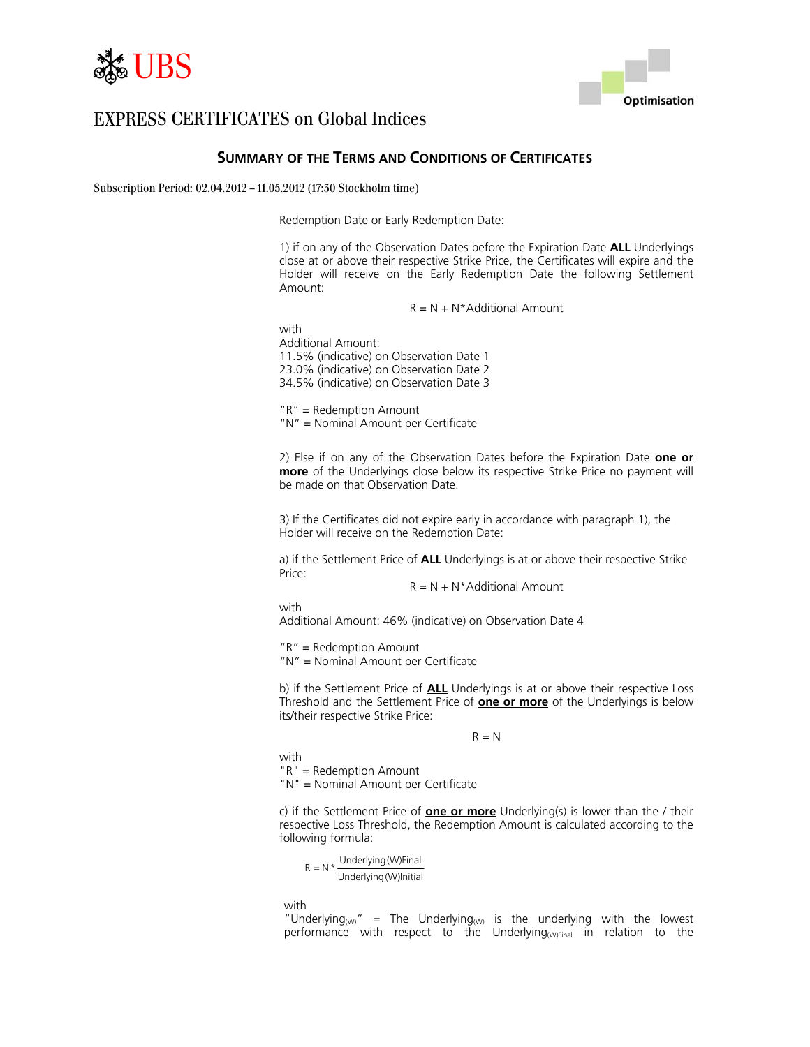# EXPRESS CERTIFICATES on Global Indices

## SUMMARY OF THE TERMS AND CONDITIONS OF CERTIFICATES

Subscription Period: 02.04.2012 – 11.05.2012 (17:30 Stockholm time)

Redemption Date or Early Redemption Date:

1) if on any of the Observation Dates before the Expiration Date **ALL** Underlyings close at or above their respective Strike Price, the Certificates will expire and the Holder will receive on the Early Redemption Date the following Settlement Amount:

$$R = N + N*\text{Additional Amount}$$

with
Additional Amount:
11.5% (indicative) on Observation Date 1
23.0% (indicative) on Observation Date 2
34.5% (indicative) on Observation Date 3

"R" = Redemption Amount
"N" = Nominal Amount per Certificate

2) Else if on any of the Observation Dates before the Expiration Date **one or more** of the Underlyings close below its respective Strike Price no payment will be made on that Observation Date.

3) If the Certificates did not expire early in accordance with paragraph 1), the Holder will receive on the Redemption Date:

a) if the Settlement Price of **ALL** Underlyings is at or above their respective Strike Price:

$$R = N + N*\text{Additional Amount}$$

with
Additional Amount: 46% (indicative) on Observation Date 4

"R" = Redemption Amount
"N" = Nominal Amount per Certificate

b) if the Settlement Price of **ALL** Underlyings is at or above their respective Loss Threshold and the Settlement Price of **one or more** of the Underlyings is below its/their respective Strike Price:

$$R = N$$

with
"R" = Redemption Amount
"N" = Nominal Amount per Certificate

c) if the Settlement Price of **one or more** Underlying(s) is lower than the / their respective Loss Threshold, the Redemption Amount is calculated according to the following formula:

$$R = N * \frac{\text{Underlying (W)Final}}{\text{Underlying (W)Initial}}$$

with
"$\text{Underlying}_{(W)}$" = The $\text{Underlying}_{(W)}$ is the underlying with the lowest performance with respect to the $\text{Underlying}_{(W)Final}$ in relation to the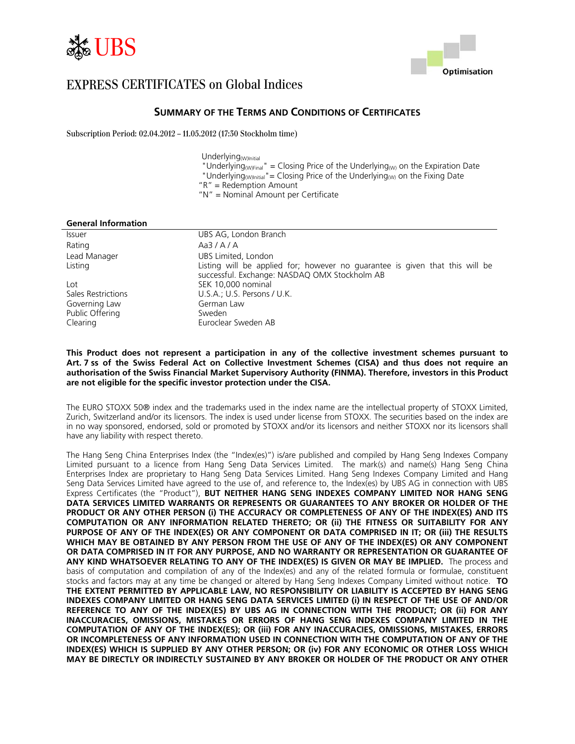# EXPRESS CERTIFICATES on Global Indices

Optimisation

## SUMMARY OF THE TERMS AND CONDITIONS OF CERTIFICATES

Subscription Period: 02.04.2012 – 11.05.2012 (17:30 Stockholm time)

$Underlying_{(W)Initial}$

"$Underlying_{(W)Final}$" = Closing Price of the $Underlying_{(W)}$ on the Expiration Date

"$Underlying_{(W)Initial}$" = Closing Price of the $Underlying_{(W)}$ on the Fixing Date

"R" = Redemption Amount

"N" = Nominal Amount per Certificate

### General Information

| | |
|---|---|
| Issuer | UBS AG, London Branch |
| Rating | Aa3 / A / A |
| Lead Manager | UBS Limited, London |
| Listing | Listing will be applied for; however no guarantee is given that this will be successful. Exchange: NASDAQ OMX Stockholm AB |
| Lot | SEK 10,000 nominal |
| Sales Restrictions | U.S.A.; U.S. Persons / U.K. |
| Governing Law | German Law |
| Public Offering | Sweden |
| Clearing | Euroclear Sweden AB |

**This Product does not represent a participation in any of the collective investment schemes pursuant to Art. 7 ss of the Swiss Federal Act on Collective Investment Schemes (CISA) and thus does not require an authorisation of the Swiss Financial Market Supervisory Authority (FINMA). Therefore, investors in this Product are not eligible for the specific investor protection under the CISA.**

The EURO STOXX 50® index and the trademarks used in the index name are the intellectual property of STOXX Limited, Zurich, Switzerland and/or its licensors. The index is used under license from STOXX. The securities based on the index are in no way sponsored, endorsed, sold or promoted by STOXX and/or its licensors and neither STOXX nor its licensors shall have any liability with respect thereto.

The Hang Seng China Enterprises Index (the "Index(es)") is/are published and compiled by Hang Seng Indexes Company Limited pursuant to a licence from Hang Seng Data Services Limited. The mark(s) and name(s) Hang Seng China Enterprises Index are proprietary to Hang Seng Data Services Limited. Hang Seng Indexes Company Limited and Hang Seng Data Services Limited have agreed to the use of, and reference to, the Index(es) by UBS AG in connection with UBS Express Certificates (the "Product"), **BUT NEITHER HANG SENG INDEXES COMPANY LIMITED NOR HANG SENG DATA SERVICES LIMITED WARRANTS OR REPRESENTS OR GUARANTEES TO ANY BROKER OR HOLDER OF THE PRODUCT OR ANY OTHER PERSON (i) THE ACCURACY OR COMPLETENESS OF ANY OF THE INDEX(ES) AND ITS COMPUTATION OR ANY INFORMATION RELATED THERETO; OR (ii) THE FITNESS OR SUITABILITY FOR ANY PURPOSE OF ANY OF THE INDEX(ES) OR ANY COMPONENT OR DATA COMPRISED IN IT; OR (iii) THE RESULTS WHICH MAY BE OBTAINED BY ANY PERSON FROM THE USE OF ANY OF THE INDEX(ES) OR ANY COMPONENT OR DATA COMPRISED IN IT FOR ANY PURPOSE, AND NO WARRANTY OR REPRESENTATION OR GUARANTEE OF ANY KIND WHATSOEVER RELATING TO ANY OF THE INDEX(ES) IS GIVEN OR MAY BE IMPLIED.** The process and basis of computation and compilation of any of the Index(es) and any of the related formula or formulae, constituent stocks and factors may at any time be changed or altered by Hang Seng Indexes Company Limited without notice. **TO THE EXTENT PERMITTED BY APPLICABLE LAW, NO RESPONSIBILITY OR LIABILITY IS ACCEPTED BY HANG SENG INDEXES COMPANY LIMITED OR HANG SENG DATA SERVICES LIMITED (i) IN RESPECT OF THE USE OF AND/OR REFERENCE TO ANY OF THE INDEX(ES) BY UBS AG IN CONNECTION WITH THE PRODUCT; OR (ii) FOR ANY INACCURACIES, OMISSIONS, MISTAKES OR ERRORS OF HANG SENG INDEXES COMPANY LIMITED IN THE COMPUTATION OF ANY OF THE INDEX(ES); OR (iii) FOR ANY INACCURACIES, OMISSIONS, MISTAKES, ERRORS OR INCOMPLETENESS OF ANY INFORMATION USED IN CONNECTION WITH THE COMPUTATION OF ANY OF THE INDEX(ES) WHICH IS SUPPLIED BY ANY OTHER PERSON; OR (iv) FOR ANY ECONOMIC OR OTHER LOSS WHICH MAY BE DIRECTLY OR INDIRECTLY SUSTAINED BY ANY BROKER OR HOLDER OF THE PRODUCT OR ANY OTHER**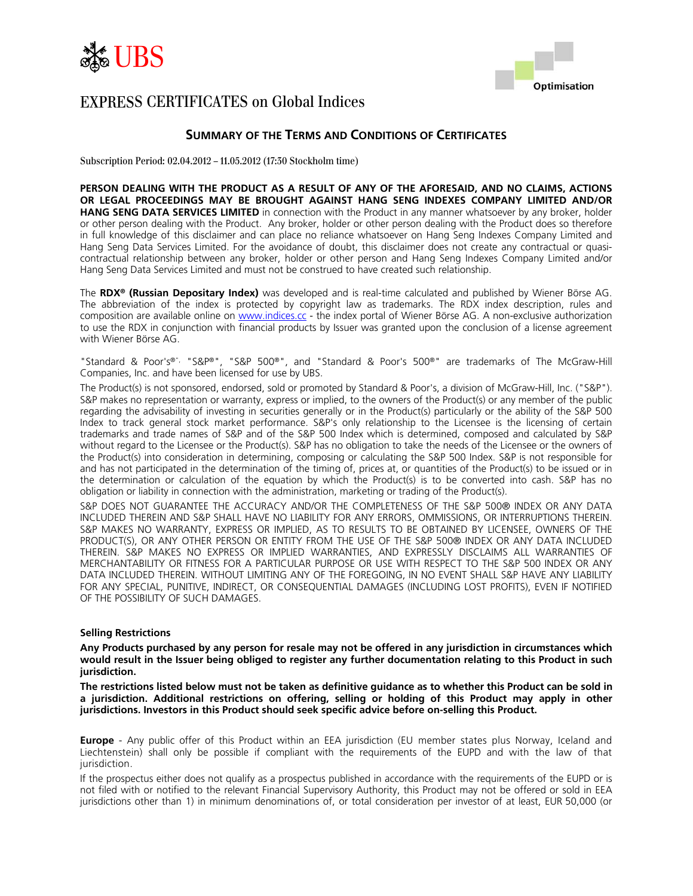# EXPRESS CERTIFICATES on Global Indices

## Summary of the Terms and Conditions of Certificates

Subscription Period: 02.04.2012 – 11.05.2012 (17:30 Stockholm time)

**PERSON DEALING WITH THE PRODUCT AS A RESULT OF ANY OF THE AFORESAID, AND NO CLAIMS, ACTIONS OR LEGAL PROCEEDINGS MAY BE BROUGHT AGAINST HANG SENG INDEXES COMPANY LIMITED AND/OR HANG SENG DATA SERVICES LIMITED** in connection with the Product in any manner whatsoever by any broker, holder or other person dealing with the Product. Any broker, holder or other person dealing with the Product does so therefore in full knowledge of this disclaimer and can place no reliance whatsoever on Hang Seng Indexes Company Limited and Hang Seng Data Services Limited. For the avoidance of doubt, this disclaimer does not create any contractual or quasi-contractual relationship between any broker, holder or other person and Hang Seng Indexes Company Limited and/or Hang Seng Data Services Limited and must not be construed to have created such relationship.

The **RDX® (Russian Depositary Index)** was developed and is real-time calculated and published by Wiener Börse AG. The abbreviation of the index is protected by copyright law as trademarks. The RDX index description, rules and composition are available online on www.indices.cc - the index portal of Wiener Börse AG. A non-exclusive authorization to use the RDX in conjunction with financial products by Issuer was granted upon the conclusion of a license agreement with Wiener Börse AG.

"Standard & Poor's®", "S&P®", "S&P 500®", and "Standard & Poor's 500®" are trademarks of The McGraw-Hill Companies, Inc. and have been licensed for use by UBS.

The Product(s) is not sponsored, endorsed, sold or promoted by Standard & Poor's, a division of McGraw-Hill, Inc. ("S&P"). S&P makes no representation or warranty, express or implied, to the owners of the Product(s) or any member of the public regarding the advisability of investing in securities generally or in the Product(s) particularly or the ability of the S&P 500 Index to track general stock market performance. S&P's only relationship to the Licensee is the licensing of certain trademarks and trade names of S&P and of the S&P 500 Index which is determined, composed and calculated by S&P without regard to the Licensee or the Product(s). S&P has no obligation to take the needs of the Licensee or the owners of the Product(s) into consideration in determining, composing or calculating the S&P 500 Index. S&P is not responsible for and has not participated in the determination of the timing of, prices at, or quantities of the Product(s) to be issued or in the determination or calculation of the equation by which the Product(s) is to be converted into cash. S&P has no obligation or liability in connection with the administration, marketing or trading of the Product(s).

S&P DOES NOT GUARANTEE THE ACCURACY AND/OR THE COMPLETENESS OF THE S&P 500® INDEX OR ANY DATA INCLUDED THEREIN AND S&P SHALL HAVE NO LIABILITY FOR ANY ERRORS, OMMISSIONS, OR INTERRUPTIONS THEREIN. S&P MAKES NO WARRANTY, EXPRESS OR IMPLIED, AS TO RESULTS TO BE OBTAINED BY LICENSEE, OWNERS OF THE PRODUCT(S), OR ANY OTHER PERSON OR ENTITY FROM THE USE OF THE S&P 500® INDEX OR ANY DATA INCLUDED THEREIN. S&P MAKES NO EXPRESS OR IMPLIED WARRANTIES, AND EXPRESSLY DISCLAIMS ALL WARRANTIES OF MERCHANTABILITY OR FITNESS FOR A PARTICULAR PURPOSE OR USE WITH RESPECT TO THE S&P 500 INDEX OR ANY DATA INCLUDED THEREIN. WITHOUT LIMITING ANY OF THE FOREGOING, IN NO EVENT SHALL S&P HAVE ANY LIABILITY FOR ANY SPECIAL, PUNITIVE, INDIRECT, OR CONSEQUENTIAL DAMAGES (INCLUDING LOST PROFITS), EVEN IF NOTIFIED OF THE POSSIBILITY OF SUCH DAMAGES.

### Selling Restrictions

**Any Products purchased by any person for resale may not be offered in any jurisdiction in circumstances which would result in the Issuer being obliged to register any further documentation relating to this Product in such jurisdiction.**

**The restrictions listed below must not be taken as definitive guidance as to whether this Product can be sold in a jurisdiction. Additional restrictions on offering, selling or holding of this Product may apply in other jurisdictions. Investors in this Product should seek specific advice before on-selling this Product.**

**Europe** - Any public offer of this Product within an EEA jurisdiction (EU member states plus Norway, Iceland and Liechtenstein) shall only be possible if compliant with the requirements of the EUPD and with the law of that jurisdiction.

If the prospectus either does not qualify as a prospectus published in accordance with the requirements of the EUPD or is not filed with or notified to the relevant Financial Supervisory Authority, this Product may not be offered or sold in EEA jurisdictions other than 1) in minimum denominations of, or total consideration per investor of at least, EUR 50,000 (or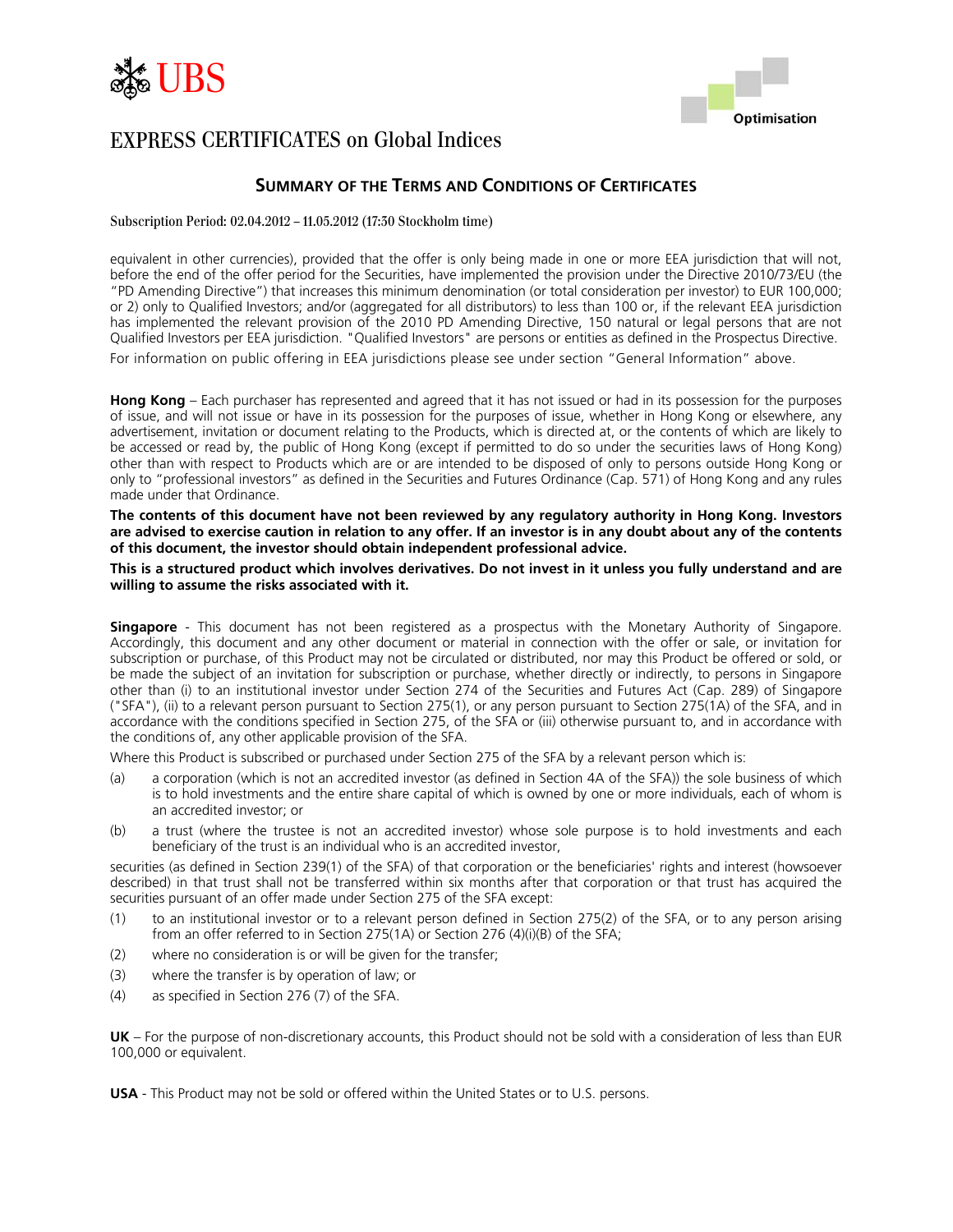equivalent in other currencies), provided that the offer is only being made in one or more EEA jurisdiction that will not, before the end of the offer period for the Securities, have implemented the provision under the Directive 2010/73/EU (the "PD Amending Directive") that increases this minimum denomination (or total consideration per investor) to EUR 100,000; or 2) only to Qualified Investors; and/or (aggregated for all distributors) to less than 100 or, if the relevant EEA jurisdiction has implemented the relevant provision of the 2010 PD Amending Directive, 150 natural or legal persons that are not Qualified Investors per EEA jurisdiction. "Qualified Investors" are persons or entities as defined in the Prospectus Directive.

For information on public offering in EEA jurisdictions please see under section "General Information" above.

**Hong Kong** – Each purchaser has represented and agreed that it has not issued or had in its possession for the purposes of issue, and will not issue or have in its possession for the purposes of issue, whether in Hong Kong or elsewhere, any advertisement, invitation or document relating to the Products, which is directed at, or the contents of which are likely to be accessed or read by, the public of Hong Kong (except if permitted to do so under the securities laws of Hong Kong) other than with respect to Products which are or are intended to be disposed of only to persons outside Hong Kong or only to "professional investors" as defined in the Securities and Futures Ordinance (Cap. 571) of Hong Kong and any rules made under that Ordinance.

**The contents of this document have not been reviewed by any regulatory authority in Hong Kong. Investors are advised to exercise caution in relation to any offer. If an investor is in any doubt about any of the contents of this document, the investor should obtain independent professional advice.**

**This is a structured product which involves derivatives. Do not invest in it unless you fully understand and are willing to assume the risks associated with it.**

**Singapore** - This document has not been registered as a prospectus with the Monetary Authority of Singapore. Accordingly, this document and any other document or material in connection with the offer or sale, or invitation for subscription or purchase, of this Product may not be circulated or distributed, nor may this Product be offered or sold, or be made the subject of an invitation for subscription or purchase, whether directly or indirectly, to persons in Singapore other than (i) to an institutional investor under Section 274 of the Securities and Futures Act (Cap. 289) of Singapore ("SFA"), (ii) to a relevant person pursuant to Section 275(1), or any person pursuant to Section 275(1A) of the SFA, and in accordance with the conditions specified in Section 275, of the SFA or (iii) otherwise pursuant to, and in accordance with the conditions of, any other applicable provision of the SFA.

Where this Product is subscribed or purchased under Section 275 of the SFA by a relevant person which is:

(a) a corporation (which is not an accredited investor (as defined in Section 4A of the SFA)) the sole business of which is to hold investments and the entire share capital of which is owned by one or more individuals, each of whom is an accredited investor; or

(b) a trust (where the trustee is not an accredited investor) whose sole purpose is to hold investments and each beneficiary of the trust is an individual who is an accredited investor,

securities (as defined in Section 239(1) of the SFA) of that corporation or the beneficiaries' rights and interest (howsoever described) in that trust shall not be transferred within six months after that corporation or that trust has acquired the securities pursuant of an offer made under Section 275 of the SFA except:

(1) to an institutional investor or to a relevant person defined in Section 275(2) of the SFA, or to any person arising from an offer referred to in Section 275(1A) or Section 276 (4)(i)(B) of the SFA;

(2) where no consideration is or will be given for the transfer;

(3) where the transfer is by operation of law; or

(4) as specified in Section 276 (7) of the SFA.

**UK** – For the purpose of non-discretionary accounts, this Product should not be sold with a consideration of less than EUR 100,000 or equivalent.

**USA** - This Product may not be sold or offered within the United States or to U.S. persons.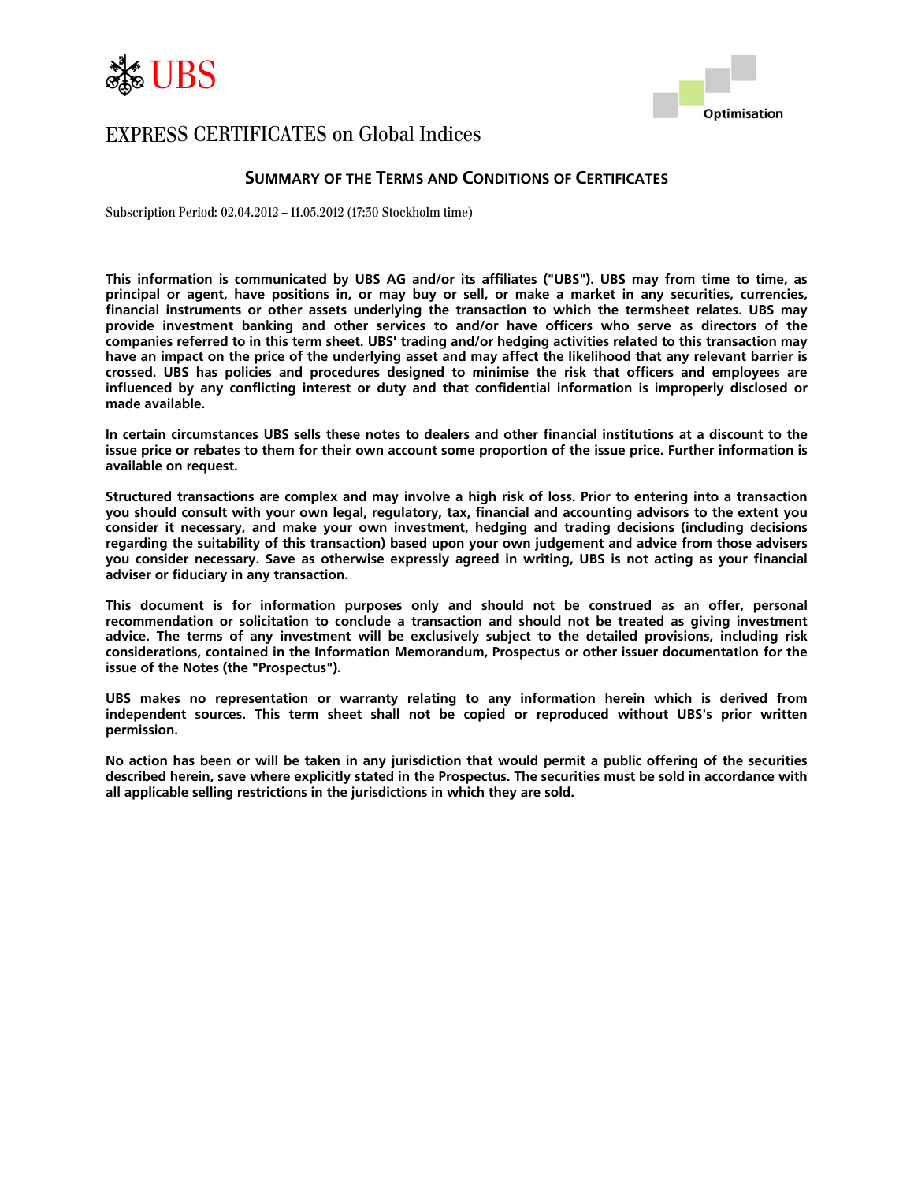UBS

Optimisation

# EXPRESS CERTIFICATES on Global Indices

## SUMMARY OF THE TERMS AND CONDITIONS OF CERTIFICATES

Subscription Period: 02.04.2012 – 11.05.2012 (17:30 Stockholm time)

**This information is communicated by UBS AG and/or its affiliates ("UBS"). UBS may from time to time, as principal or agent, have positions in, or may buy or sell, or make a market in any securities, currencies, financial instruments or other assets underlying the transaction to which the termsheet relates. UBS may provide investment banking and other services to and/or have officers who serve as directors of the companies referred to in this term sheet. UBS' trading and/or hedging activities related to this transaction may have an impact on the price of the underlying asset and may affect the likelihood that any relevant barrier is crossed. UBS has policies and procedures designed to minimise the risk that officers and employees are influenced by any conflicting interest or duty and that confidential information is improperly disclosed or made available.**

**In certain circumstances UBS sells these notes to dealers and other financial institutions at a discount to the issue price or rebates to them for their own account some proportion of the issue price. Further information is available on request.**

**Structured transactions are complex and may involve a high risk of loss. Prior to entering into a transaction you should consult with your own legal, regulatory, tax, financial and accounting advisors to the extent you consider it necessary, and make your own investment, hedging and trading decisions (including decisions regarding the suitability of this transaction) based upon your own judgement and advice from those advisers you consider necessary. Save as otherwise expressly agreed in writing, UBS is not acting as your financial adviser or fiduciary in any transaction.**

**This document is for information purposes only and should not be construed as an offer, personal recommendation or solicitation to conclude a transaction and should not be treated as giving investment advice. The terms of any investment will be exclusively subject to the detailed provisions, including risk considerations, contained in the Information Memorandum, Prospectus or other issuer documentation for the issue of the Notes (the "Prospectus").**

**UBS makes no representation or warranty relating to any information herein which is derived from independent sources. This term sheet shall not be copied or reproduced without UBS's prior written permission.**

**No action has been or will be taken in any jurisdiction that would permit a public offering of the securities described herein, save where explicitly stated in the Prospectus. The securities must be sold in accordance with all applicable selling restrictions in the jurisdictions in which they are sold.**